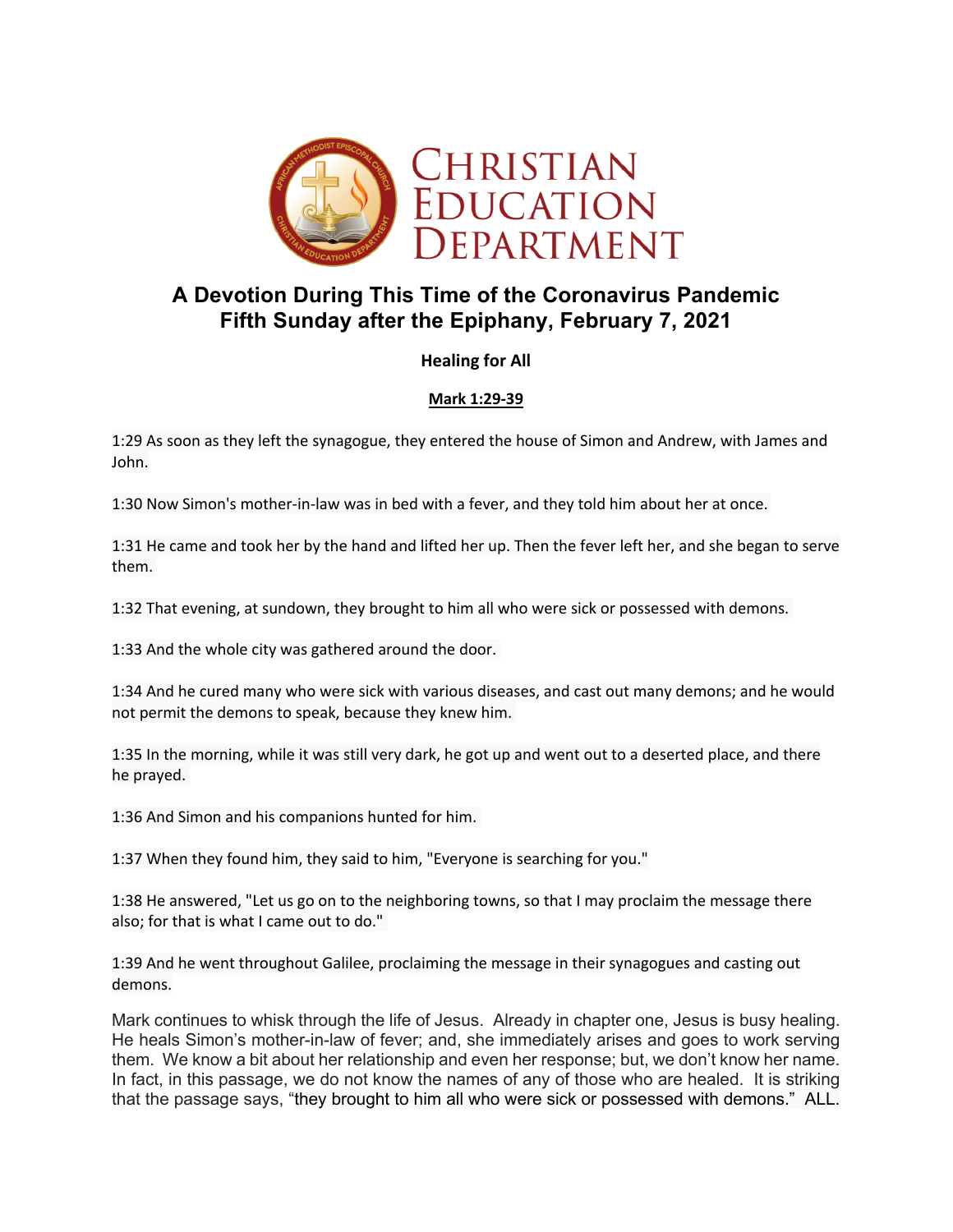# Christian Education Department

## A Devotion During This Time of the Coronavirus Pandemic
## Fifth Sunday after the Epiphany, February 7, 2021

### Healing for All

**Mark 1:29-39**

1:29 As soon as they left the synagogue, they entered the house of Simon and Andrew, with James and John.

1:30 Now Simon's mother-in-law was in bed with a fever, and they told him about her at once.

1:31 He came and took her by the hand and lifted her up. Then the fever left her, and she began to serve them.

1:32 That evening, at sundown, they brought to him all who were sick or possessed with demons.

1:33 And the whole city was gathered around the door.

1:34 And he cured many who were sick with various diseases, and cast out many demons; and he would not permit the demons to speak, because they knew him.

1:35 In the morning, while it was still very dark, he got up and went out to a deserted place, and there he prayed.

1:36 And Simon and his companions hunted for him.

1:37 When they found him, they said to him, "Everyone is searching for you."

1:38 He answered, "Let us go on to the neighboring towns, so that I may proclaim the message there also; for that is what I came out to do."

1:39 And he went throughout Galilee, proclaiming the message in their synagogues and casting out demons.

Mark continues to whisk through the life of Jesus. Already in chapter one, Jesus is busy healing. He heals Simon's mother-in-law of fever; and, she immediately arises and goes to work serving them. We know a bit about her relationship and even her response; but, we don't know her name. In fact, in this passage, we do not know the names of any of those who are healed. It is striking that the passage says, "they brought to him all who were sick or possessed with demons." ALL.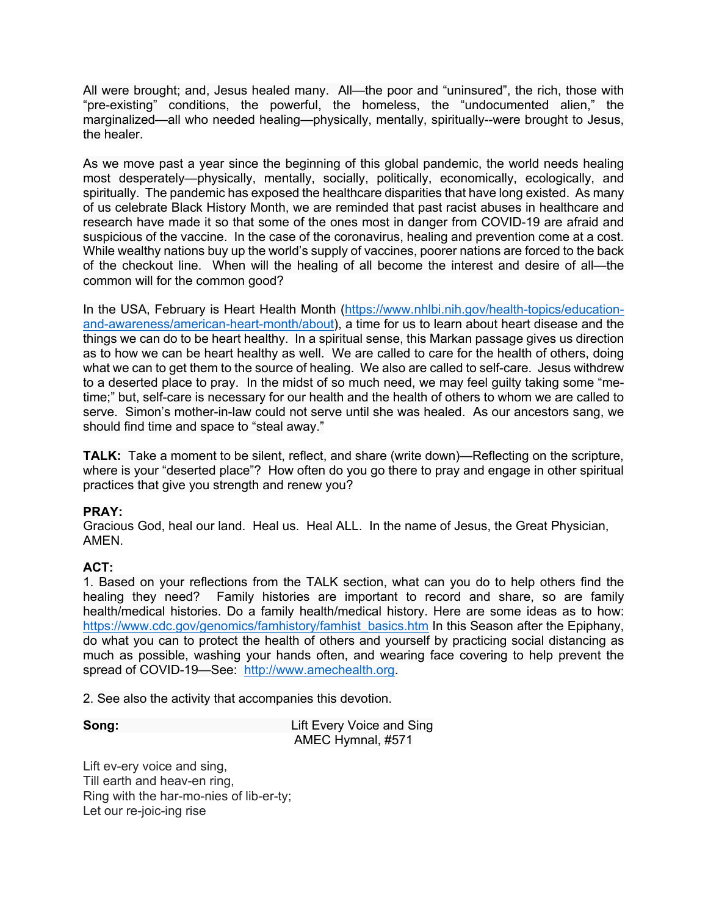All were brought; and, Jesus healed many. All—the poor and "uninsured", the rich, those with "pre-existing" conditions, the powerful, the homeless, the "undocumented alien," the marginalized—all who needed healing—physically, mentally, spiritually--were brought to Jesus, the healer.

As we move past a year since the beginning of this global pandemic, the world needs healing most desperately—physically, mentally, socially, politically, economically, ecologically, and spiritually. The pandemic has exposed the healthcare disparities that have long existed. As many of us celebrate Black History Month, we are reminded that past racist abuses in healthcare and research have made it so that some of the ones most in danger from COVID-19 are afraid and suspicious of the vaccine. In the case of the coronavirus, healing and prevention come at a cost. While wealthy nations buy up the world's supply of vaccines, poorer nations are forced to the back of the checkout line. When will the healing of all become the interest and desire of all—the common will for the common good?

In the USA, February is Heart Health Month (https://www.nhlbi.nih.gov/health-topics/education-and-awareness/american-heart-month/about), a time for us to learn about heart disease and the things we can do to be heart healthy. In a spiritual sense, this Markan passage gives us direction as to how we can be heart healthy as well. We are called to care for the health of others, doing what we can to get them to the source of healing. We also are called to self-care. Jesus withdrew to a deserted place to pray. In the midst of so much need, we may feel guilty taking some "me-time;" but, self-care is necessary for our health and the health of others to whom we are called to serve. Simon's mother-in-law could not serve until she was healed. As our ancestors sang, we should find time and space to "steal away."

**TALK:** Take a moment to be silent, reflect, and share (write down)—Reflecting on the scripture, where is your "deserted place"? How often do you go there to pray and engage in other spiritual practices that give you strength and renew you?

**PRAY:**
Gracious God, heal our land. Heal us. Heal ALL. In the name of Jesus, the Great Physician, AMEN.

**ACT:**
1. Based on your reflections from the TALK section, what can you do to help others find the healing they need? Family histories are important to record and share, so are family health/medical histories. Do a family health/medical history. Here are some ideas as to how: https://www.cdc.gov/genomics/famhistory/famhist_basics.htm In this Season after the Epiphany, do what you can to protect the health of others and yourself by practicing social distancing as much as possible, washing your hands often, and wearing face covering to help prevent the spread of COVID-19—See: http://www.amechealth.org.

2. See also the activity that accompanies this devotion.

**Song:** Lift Every Voice and Sing
AMEC Hymnal, #571

Lift ev-ery voice and sing,
Till earth and heav-en ring,
Ring with the har-mo-nies of lib-er-ty;
Let our re-joic-ing rise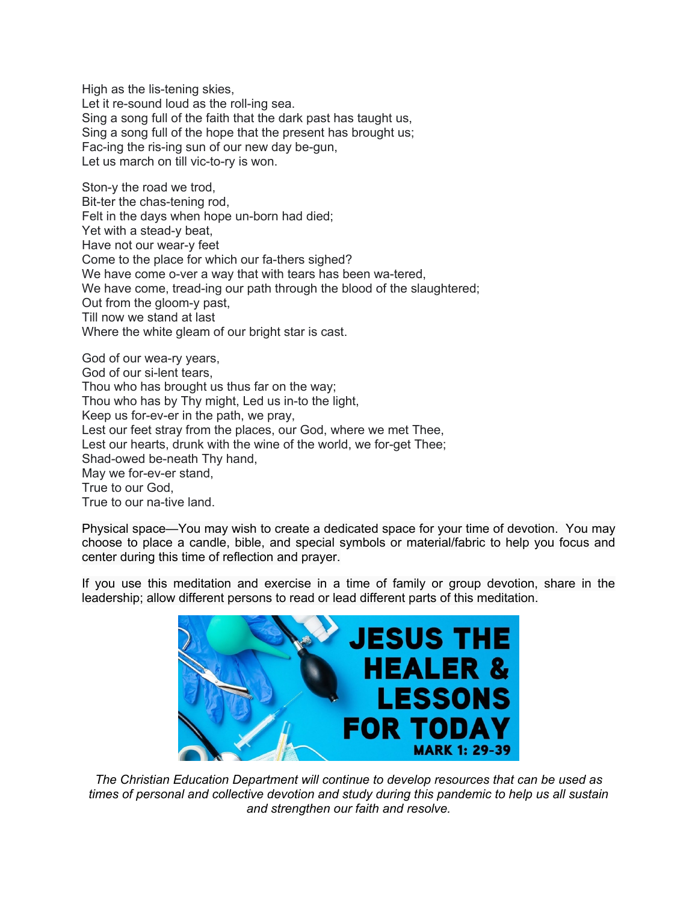High as the lis-tening skies,
Let it re-sound loud as the roll-ing sea.
Sing a song full of the faith that the dark past has taught us,
Sing a song full of the hope that the present has brought us;
Fac-ing the ris-ing sun of our new day be-gun,
Let us march on till vic-to-ry is won.

Ston-y the road we trod,
Bit-ter the chas-tening rod,
Felt in the days when hope un-born had died;
Yet with a stead-y beat,
Have not our wear-y feet
Come to the place for which our fa-thers sighed?
We have come o-ver a way that with tears has been wa-tered,
We have come, tread-ing our path through the blood of the slaughtered;
Out from the gloom-y past,
Till now we stand at last
Where the white gleam of our bright star is cast.

God of our wea-ry years,
God of our si-lent tears,
Thou who has brought us thus far on the way;
Thou who has by Thy might, Led us in-to the light,
Keep us for-ev-er in the path, we pray,
Lest our feet stray from the places, our God, where we met Thee,
Lest our hearts, drunk with the wine of the world, we for-get Thee;
Shad-owed be-neath Thy hand,
May we for-ev-er stand,
True to our God,
True to our na-tive land.

Physical space—You may wish to create a dedicated space for your time of devotion. You may choose to place a candle, bible, and special symbols or material/fabric to help you focus and center during this time of reflection and prayer.

If you use this meditation and exercise in a time of family or group devotion, share in the leadership; allow different persons to read or lead different parts of this meditation.

JESUS THE HEALER & LESSONS FOR TODAY
MARK 1: 29-39

*The Christian Education Department will continue to develop resources that can be used as times of personal and collective devotion and study during this pandemic to help us all sustain and strengthen our faith and resolve.*